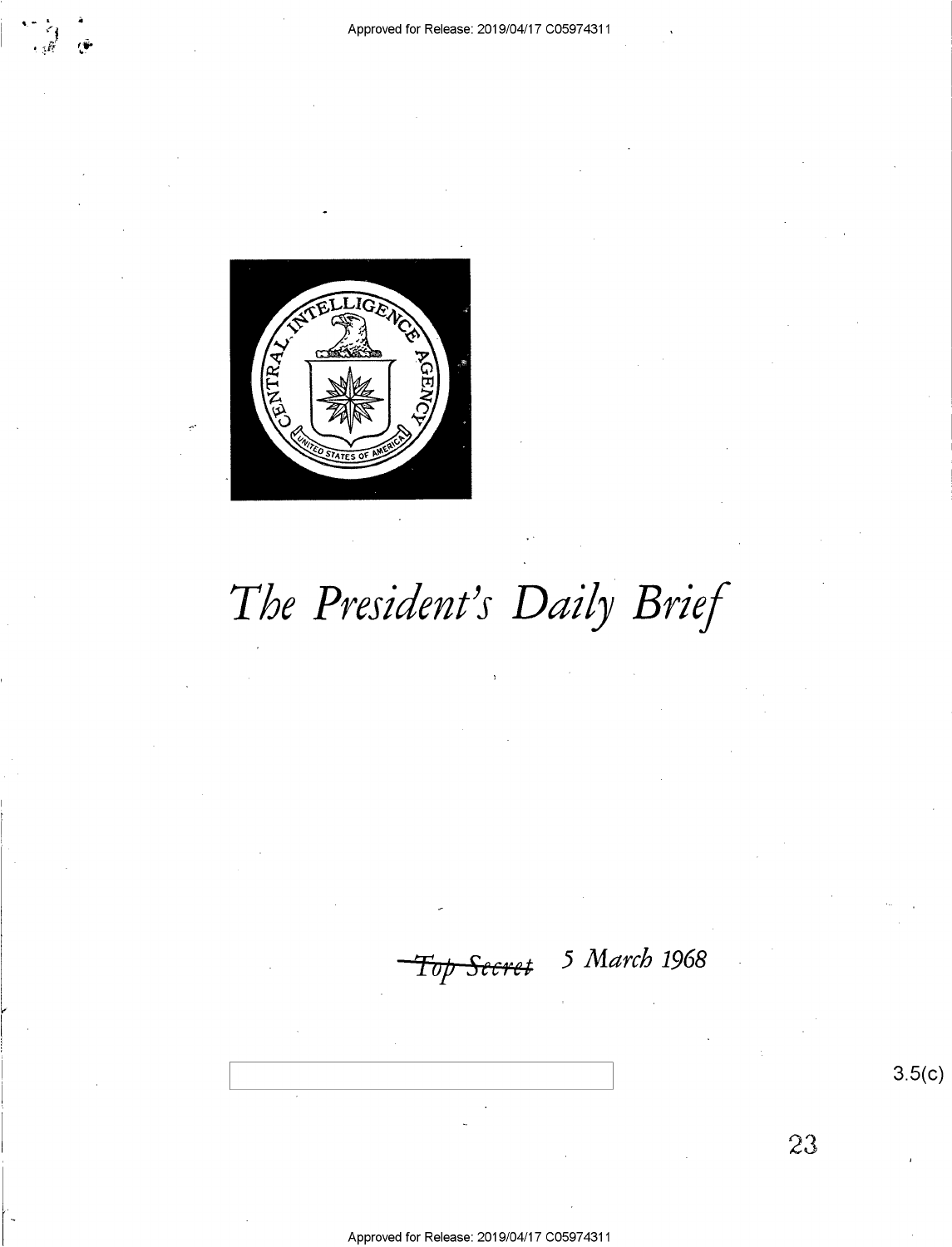# *The President's Daily Brief*

~~Top Secret~~ *5 March 1968*

3.5(c)

23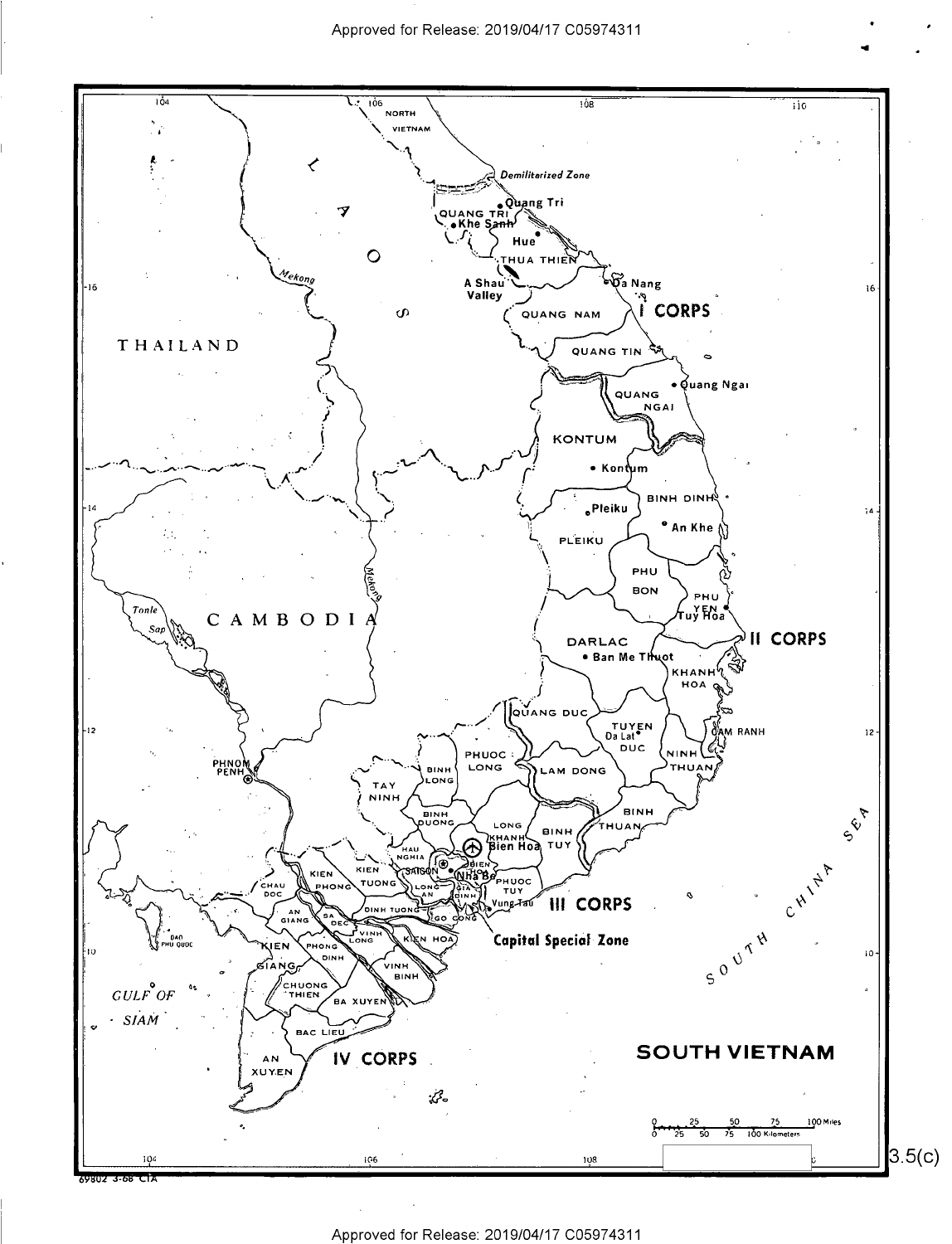# SOUTH VIETNAM

NORTH VIETNAM

Demilitarized Zone

LAOS

THAILAND

CAMBODIA

I CORPS

II CORPS

III CORPS

IV CORPS

Capital Special Zone

QUANG TRI, THUA THIEN, QUANG NAM, QUANG TIN, QUANG NGAI, KONTUM, BINH DINH, PLEIKU, PHU BON, PHU YEN, DARLAC, KHANH HOA, QUANG DUC, TUYEN DUC, NINH THUAN, LAM DONG, BINH THUAN, PHUOC LONG, BINH LONG, TAY NINH, BINH DUONG, LONG KHANH, BINH TUY, HAU NGHIA, BIEN HOA, GIA DINH, PHUOC TUY, LONG AN, KIEN TUONG, KIEN PHONG, CHAU DOC, AN GIANG, SA DEC, DINH TUONG, GO CONG, KIEN HOA, VINH LONG, PHONG DINH, VINH BINH, KIEN GIANG, CHUONG THIEN, BA XUYEN, BAC LIEU, AN XUYEN

Quang Tri, Khe Sanh, Hue, A Shau Valley, Da Nang, Quang Ngai, Kontum, Pleiku, An Khe, Tuy Hoa, Ban Me Thuot, Da Lat, Cam Ranh, Bien Hoa, Saigon, Nha Be, Vung Tau, Phnom Penh

Mekong

Tonle Sap

GULF OF SIAM

SOUTH CHINA SEA

DAO PHU QUOC

0 25 50 75 100 Miles
0 25 50 75 100 Kilometers

69802 3-68 CIA

3.5(c)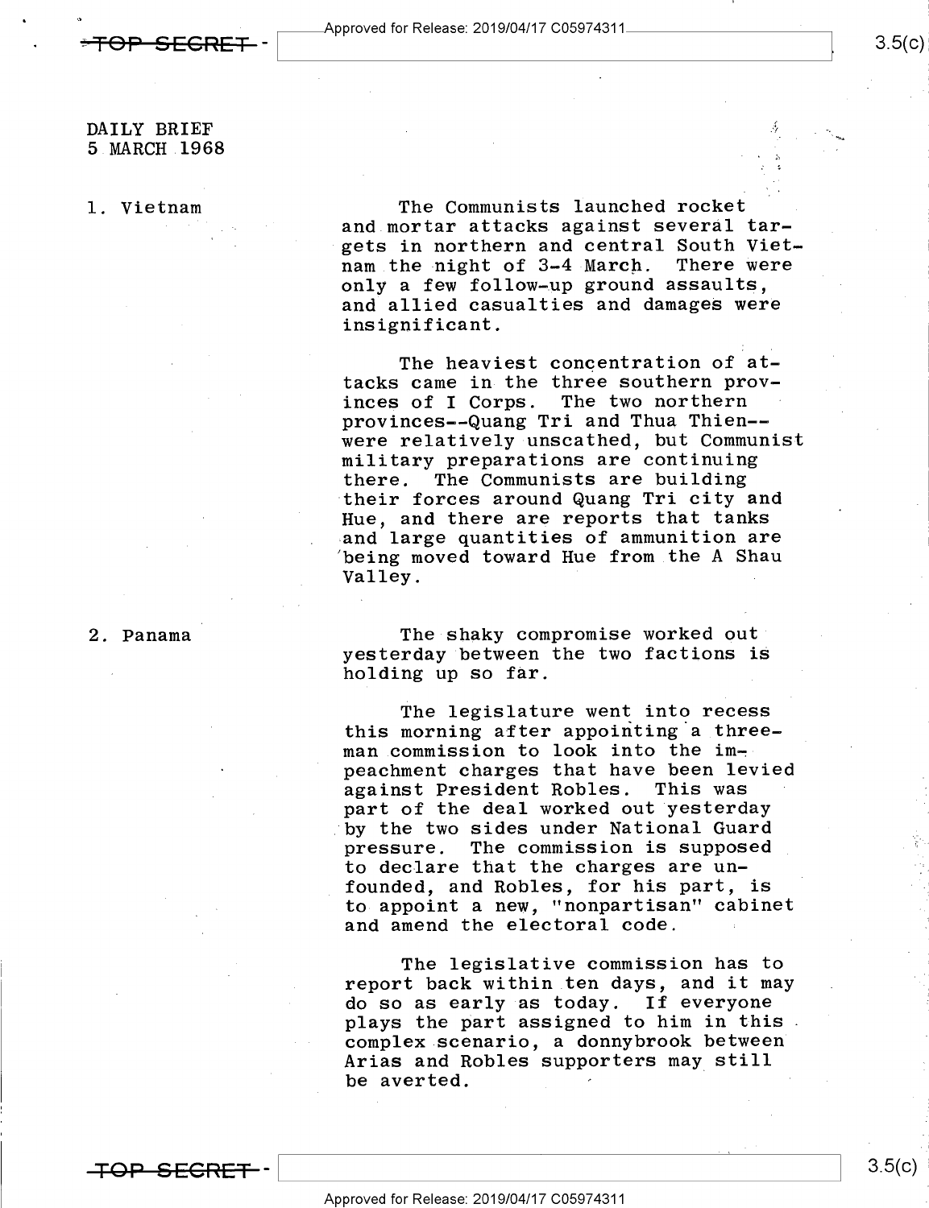DAILY BRIEF
5 MARCH 1968

1. Vietnam

The Communists launched rocket and mortar attacks against several targets in northern and central South Vietnam the night of 3-4 March. There were only a few follow-up ground assaults, and allied casualties and damages were insignificant.

The heaviest concentration of attacks came in the three southern provinces of I Corps. The two northern provinces--Quang Tri and Thua Thien--were relatively unscathed, but Communist military preparations are continuing there. The Communists are building their forces around Quang Tri city and Hue, and there are reports that tanks and large quantities of ammunition are being moved toward Hue from the A Shau Valley.

2. Panama

The shaky compromise worked out yesterday between the two factions is holding up so far.

The legislature went into recess this morning after appointing a three-man commission to look into the impeachment charges that have been levied against President Robles. This was part of the deal worked out yesterday by the two sides under National Guard pressure. The commission is supposed to declare that the charges are unfounded, and Robles, for his part, is to appoint a new, "nonpartisan" cabinet and amend the electoral code.

The legislative commission has to report back within ten days, and it may do so as early as today. If everyone plays the part assigned to him in this complex scenario, a donnybrook between Arias and Robles supporters may still be averted.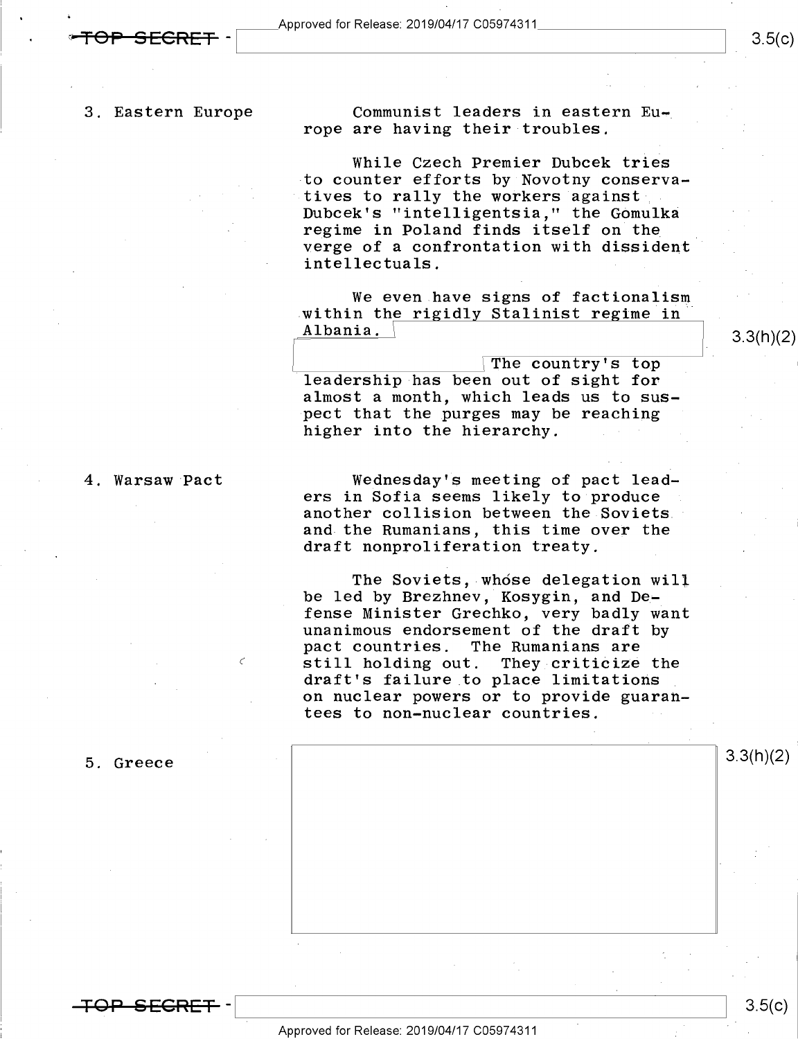3. Eastern Europe

Communist leaders in eastern Europe are having their troubles.

While Czech Premier Dubcek tries to counter efforts by Novotny conservatives to rally the workers against Dubcek's "intelligentsia," the Gomulka regime in Poland finds itself on the verge of a confrontation with dissident intellectuals.

We even have signs of factionalism within the rigidly Stalinist regime in Albania. [redacted 3.3(h)(2)] The country's top leadership has been out of sight for almost a month, which leads us to suspect that the purges may be reaching higher into the hierarchy.

4. Warsaw Pact

Wednesday's meeting of pact leaders in Sofia seems likely to produce another collision between the Soviets and the Rumanians, this time over the draft nonproliferation treaty.

The Soviets, whose delegation will be led by Brezhnev, Kosygin, and Defense Minister Grechko, very badly want unanimous endorsement of the draft by pact countries. The Rumanians are still holding out. They criticize the draft's failure to place limitations on nuclear powers or to provide guarantees to non-nuclear countries.

5. Greece

[redacted 3.3(h)(2)]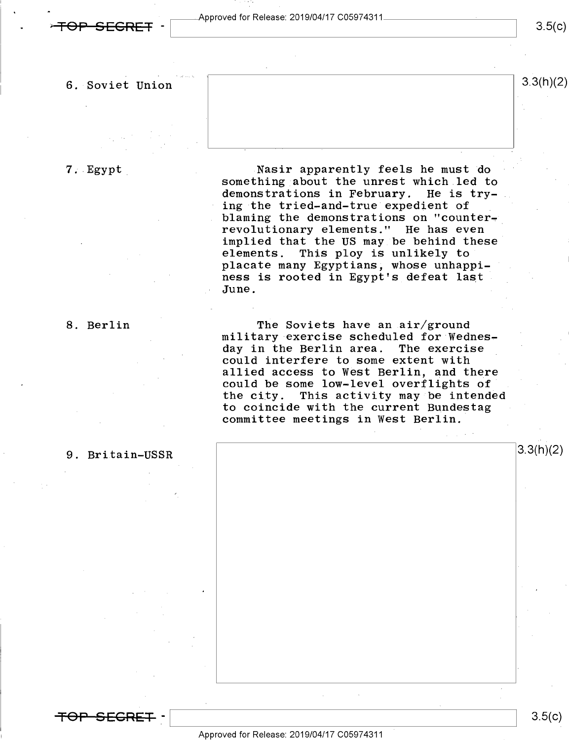6. Soviet Union

3.3(h)(2)

7. Egypt

Nasir apparently feels he must do something about the unrest which led to demonstrations in February. He is trying the tried-and-true expedient of blaming the demonstrations on "counter-revolutionary elements." He has even implied that the US may be behind these elements. This ploy is unlikely to placate many Egyptians, whose unhappiness is rooted in Egypt's defeat last June.

8. Berlin

The Soviets have an air/ground military exercise scheduled for Wednesday in the Berlin area. The exercise could interfere to some extent with allied access to West Berlin, and there could be some low-level overflights of the city. This activity may be intended to coincide with the current Bundestag committee meetings in West Berlin.

9. Britain-USSR

3.3(h)(2)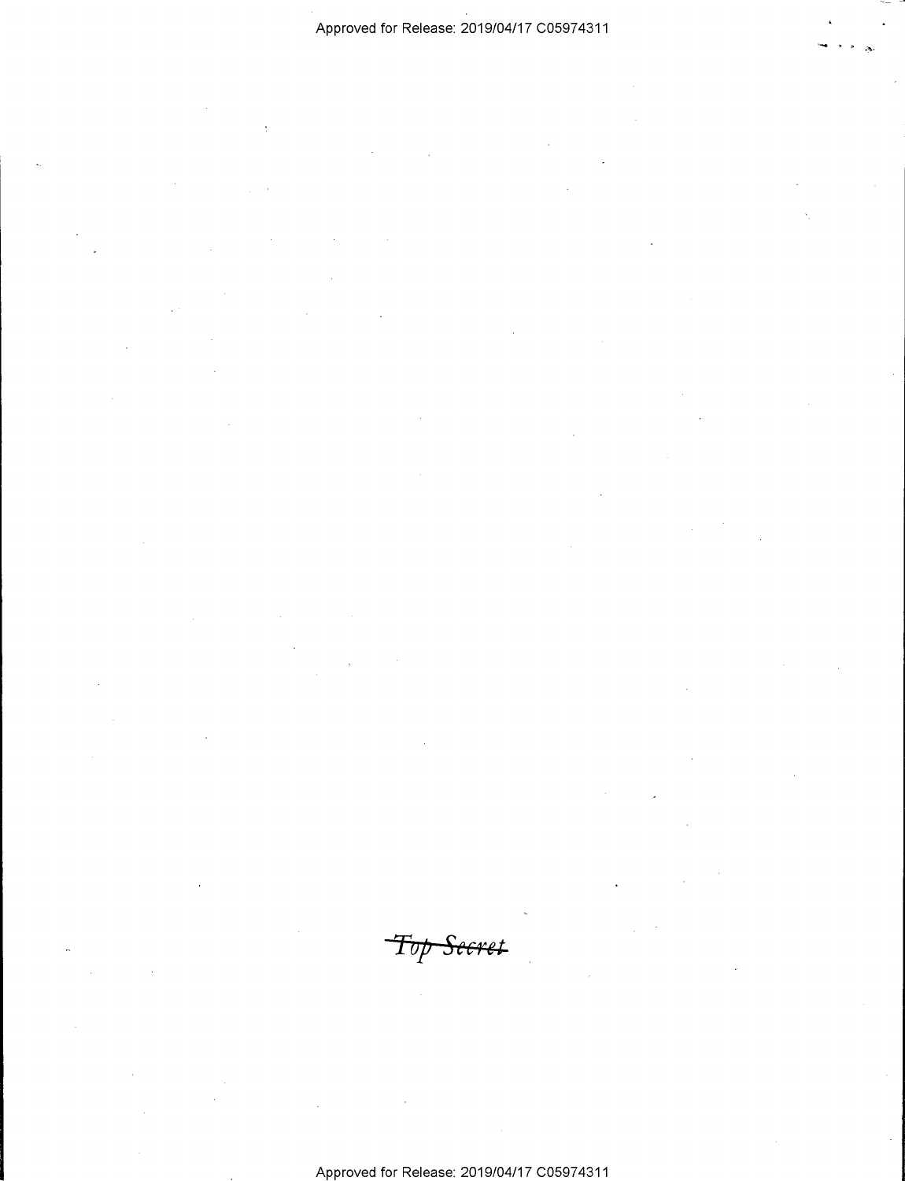~~Top Secret~~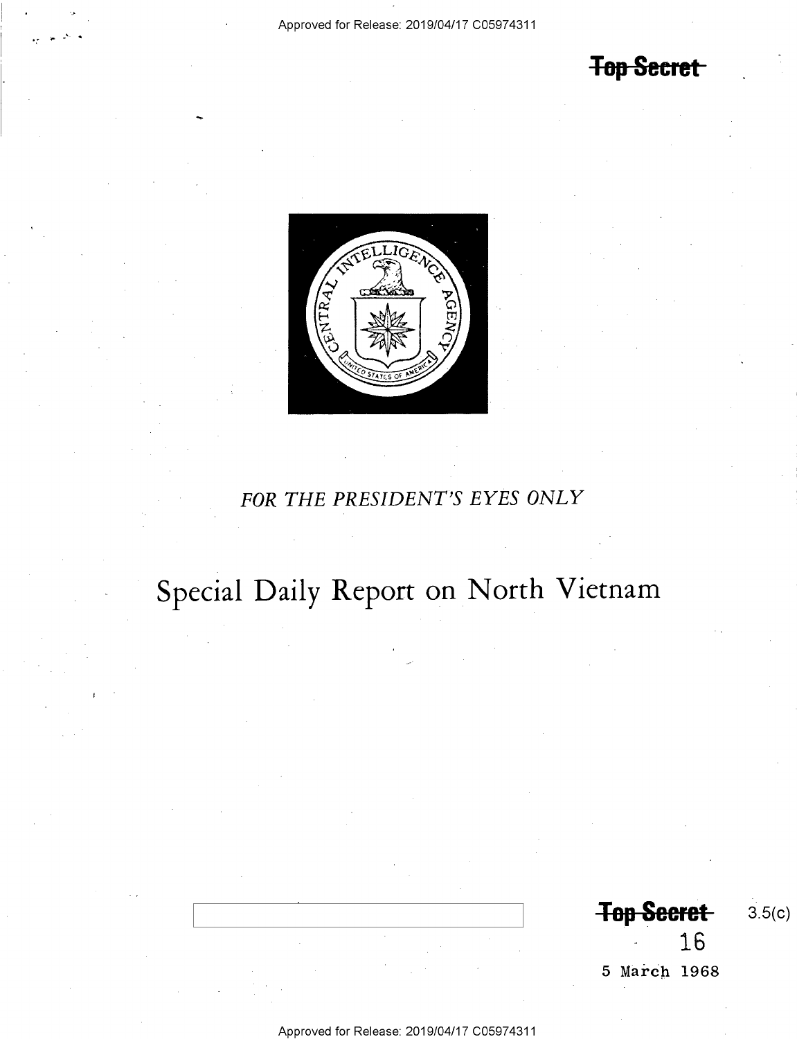**Top Secret**

FOR THE PRESIDENT'S EYES ONLY

# Special Daily Report on North Vietnam

**Top Secret** 3.5(c)

16

5 March 1968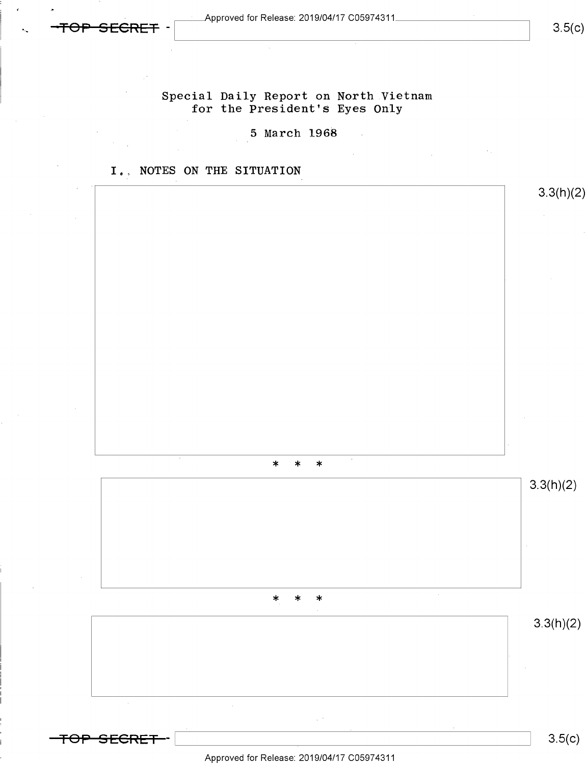TOP SECRET 3.5(c)

# Special Daily Report on North Vietnam for the President's Eyes Only

5 March 1968

## I. NOTES ON THE SITUATION

3.3(h)(2)

\* \* \*

3.3(h)(2)

\* \* \*

3.3(h)(2)

TOP SECRET 3.5(c)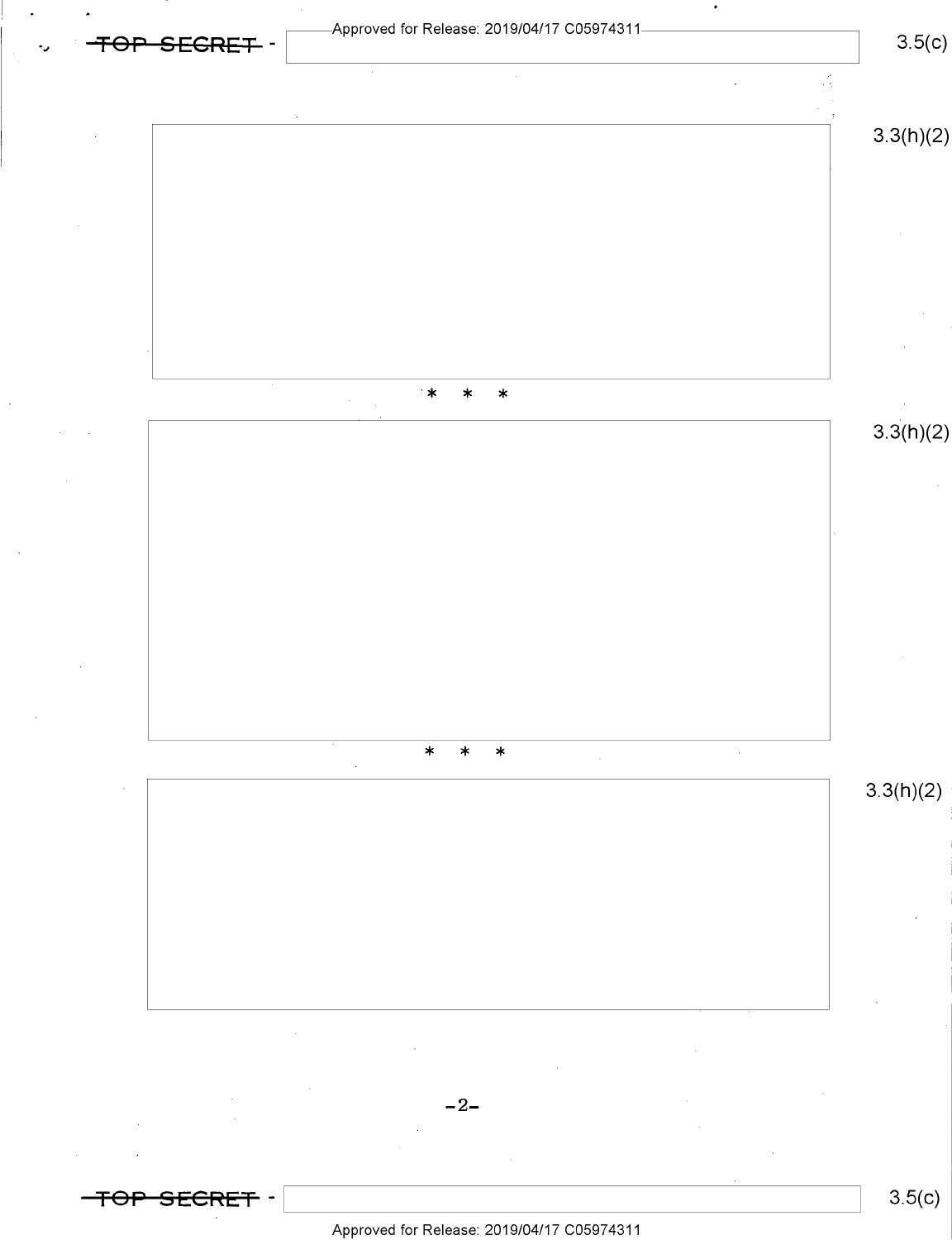3.3(h)(2)

* * *

3.3(h)(2)

* * *

3.3(h)(2)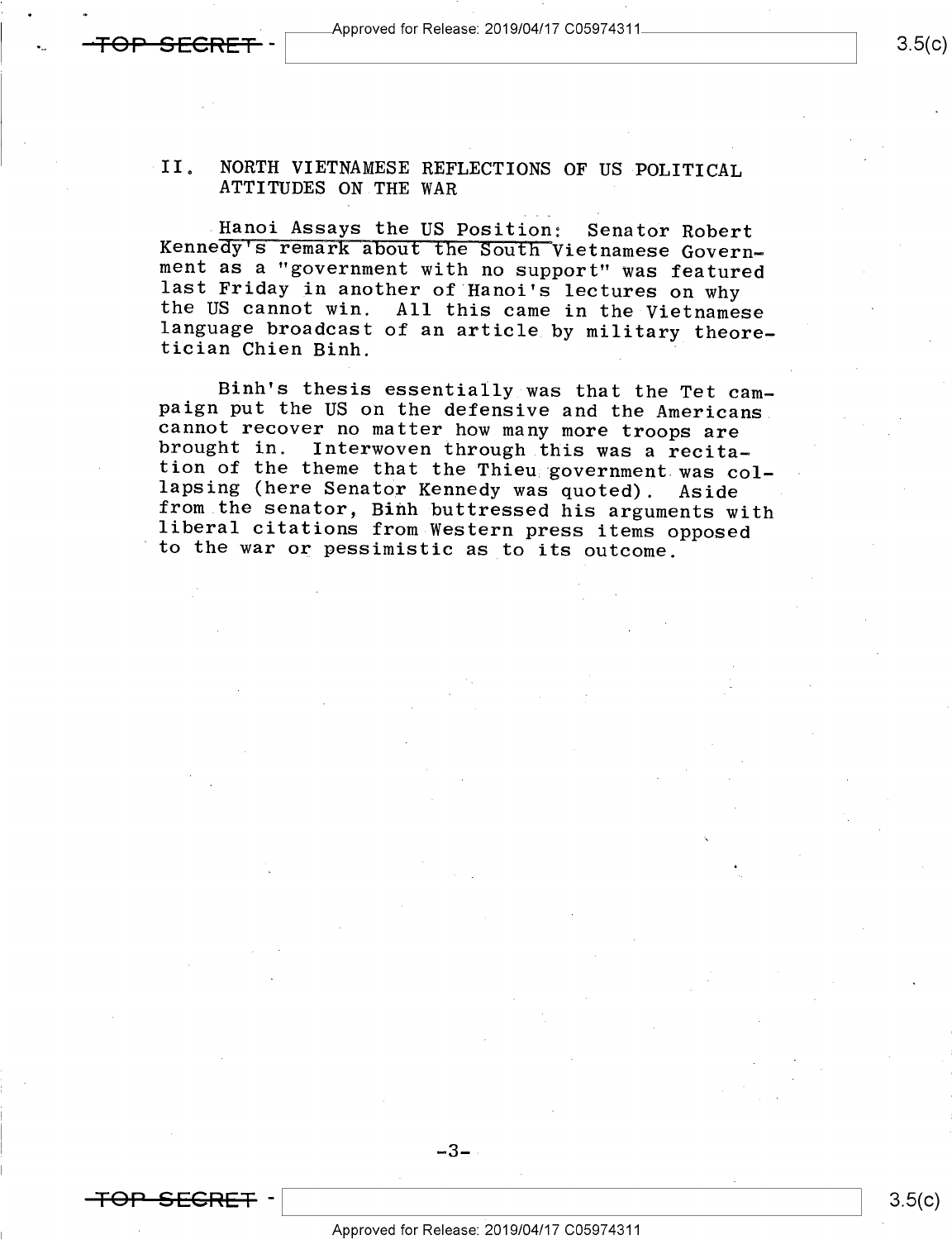## II. NORTH VIETNAMESE REFLECTIONS OF US POLITICAL ATTITUDES ON THE WAR

Hanoi Assays the US Position: Senator Robert Kennedy's remark about the South Vietnamese Government as a "government with no support" was featured last Friday in another of Hanoi's lectures on why the US cannot win. All this came in the Vietnamese language broadcast of an article by military theoretician Chien Binh.

Binh's thesis essentially was that the Tet campaign put the US on the defensive and the Americans cannot recover no matter how many more troops are brought in. Interwoven through this was a recitation of the theme that the Thieu government was collapsing (here Senator Kennedy was quoted). Aside from the senator, Binh buttressed his arguments with liberal citations from Western press items opposed to the war or pessimistic as to its outcome.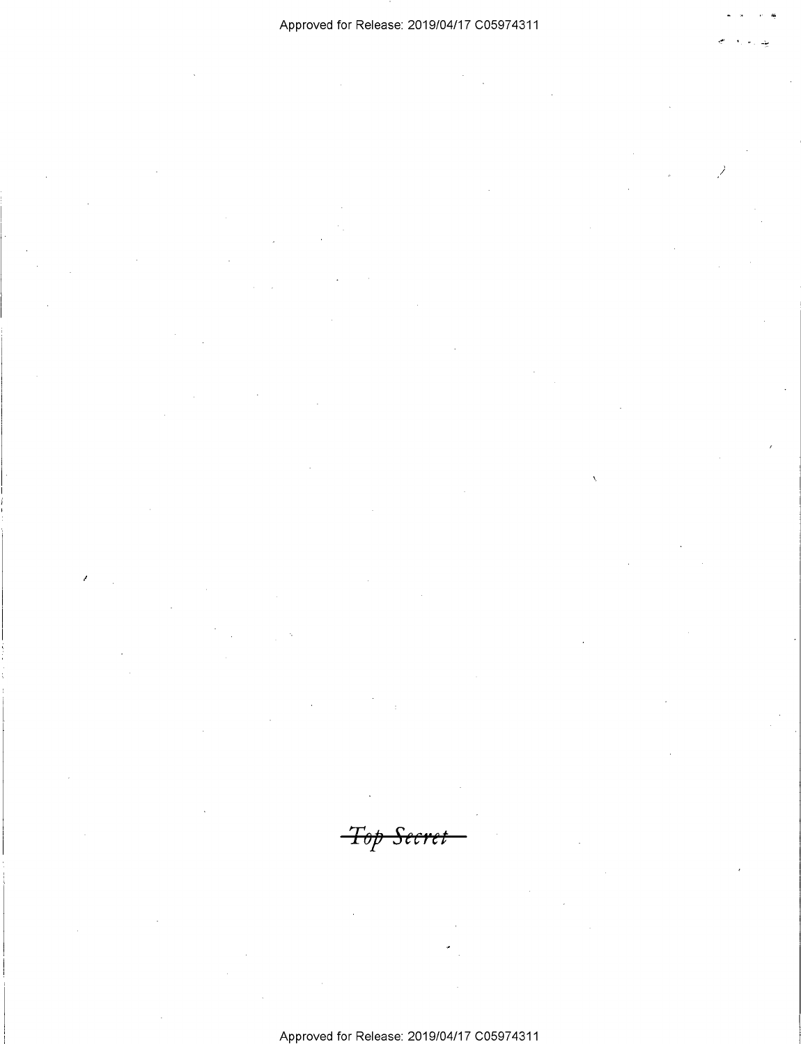~~Top Secret~~